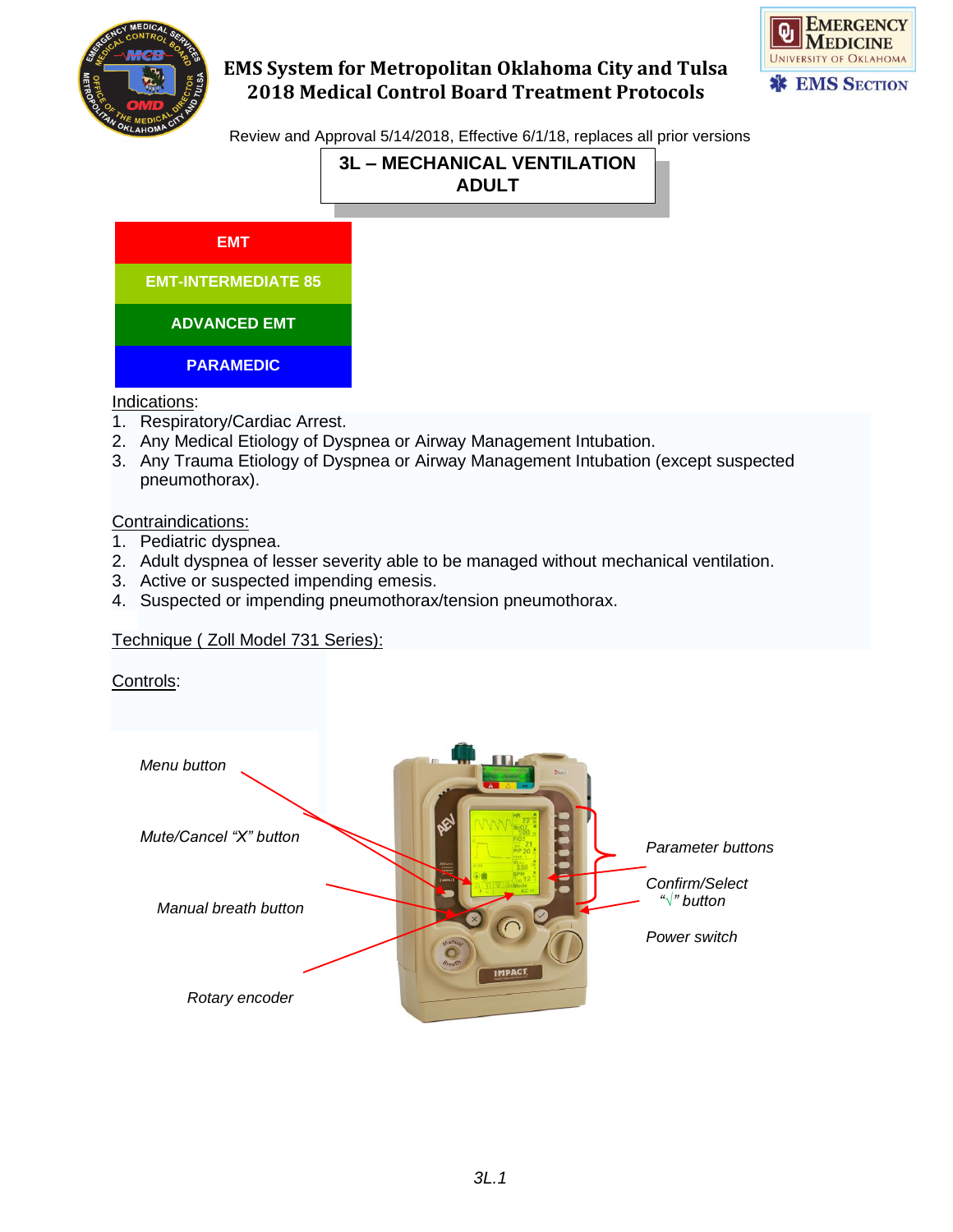EMS System for Metropolitan Oklahoma City and Tulsa
2018 Medical Control Board Treatment Protocols

Review and Approval 5/14/2018, Effective 6/1/18, replaces all prior versions

# 3L – MECHANICAL VENTILATION ADULT

**EMT**

**EMT-INTERMEDIATE 85**

**ADVANCED EMT**

**PARAMEDIC**

Indications:

1. Respiratory/Cardiac Arrest.
2. Any Medical Etiology of Dyspnea or Airway Management Intubation.
3. Any Trauma Etiology of Dyspnea or Airway Management Intubation (except suspected pneumothorax).

Contraindications:

1. Pediatric dyspnea.
2. Adult dyspnea of lesser severity able to be managed without mechanical ventilation.
3. Active or suspected impending emesis.
4. Suspected or impending pneumothorax/tension pneumothorax.

Technique ( Zoll Model 731 Series):

Controls:

*Menu button*

*Mute/Cancel "X" button*

*Manual breath button*

*Rotary encoder*

*Parameter buttons*

*Confirm/Select "√" button*

*Power switch*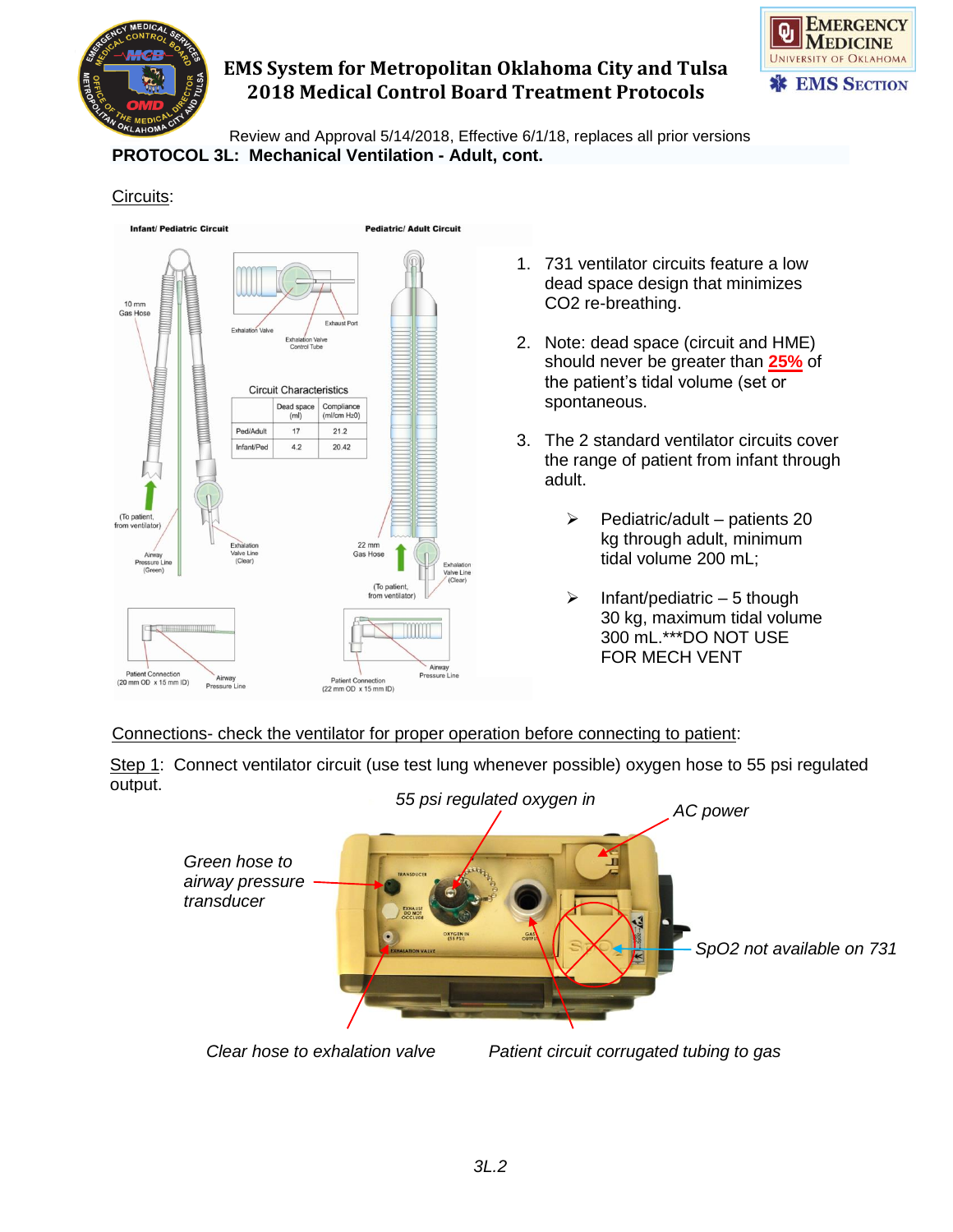## PROTOCOL 3L: Mechanical Ventilation - Adult, cont.

Circuits:

**Infant/ Pediatric Circuit** | **Pediatric/ Adult Circuit**

Circuit Characteristics

| | Dead space (ml) | Compliance (ml/cm H20) |
|---|---|---|
| Ped/Adult | 17 | 21.2 |
| Infant/Ped | 4.2 | 20.42 |

1. 731 ventilator circuits feature a low dead space design that minimizes CO2 re-breathing.
2. Note: dead space (circuit and HME) should never be greater than **25%** of the patient's tidal volume (set or spontaneous.
3. The 2 standard ventilator circuits cover the range of patient from infant through adult.
   - Pediatric/adult – patients 20 kg through adult, minimum tidal volume 200 mL;
   - Infant/pediatric – 5 though 30 kg, maximum tidal volume 300 mL.***DO NOT USE FOR MECH VENT

Connections- check the ventilator for proper operation before connecting to patient:

Step 1: Connect ventilator circuit (use test lung whenever possible) oxygen hose to 55 psi regulated output.

*55 psi regulated oxygen in*

*AC power*

*Green hose to airway pressure transducer*

*SpO2 not available on 731*

*Clear hose to exhalation valve*

*Patient circuit corrugated tubing to gas*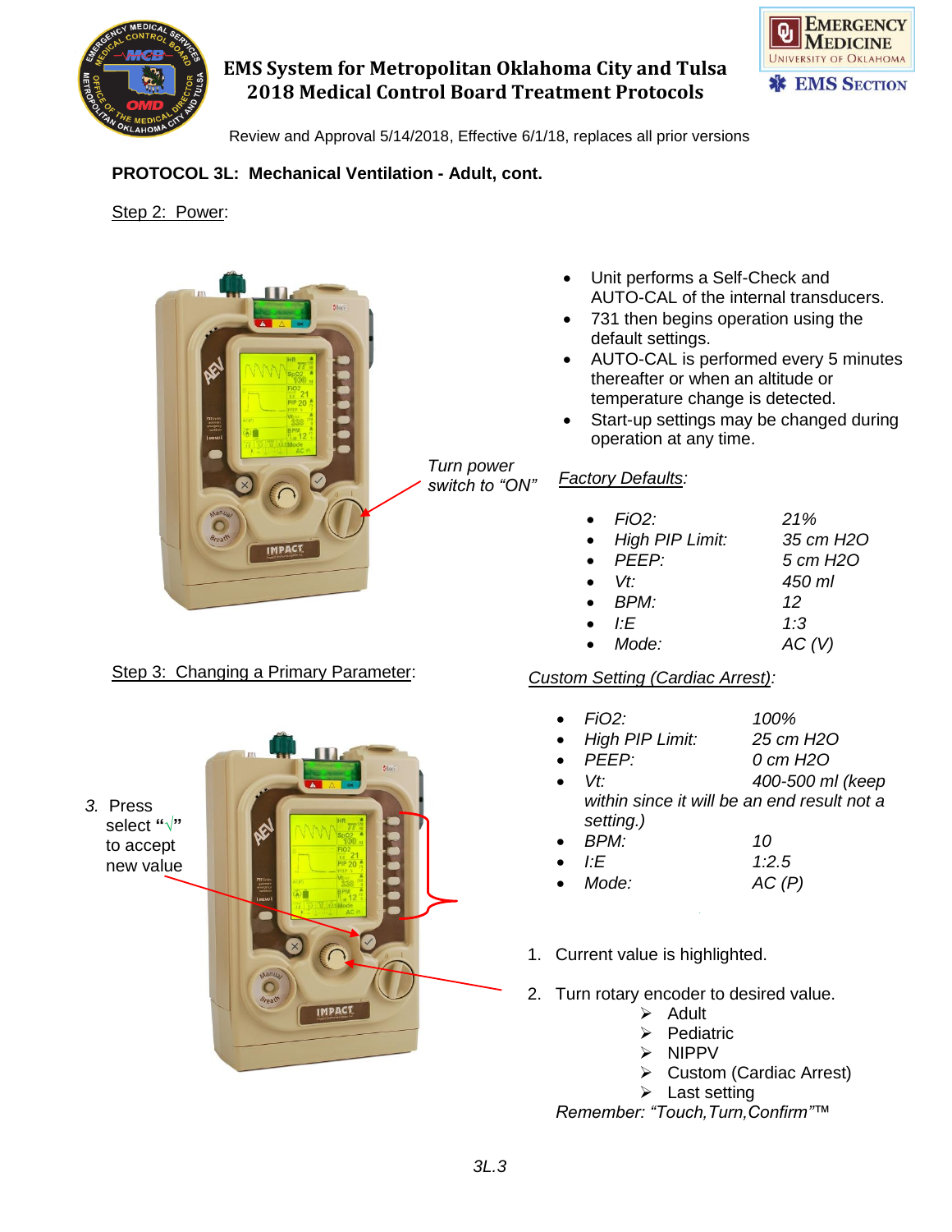**PROTOCOL 3L: Mechanical Ventilation - Adult, cont.**

Step 2: Power:

*Turn power switch to "ON"*

- Unit performs a Self-Check and AUTO-CAL of the internal transducers.
- 731 then begins operation using the default settings.
- AUTO-CAL is performed every 5 minutes thereafter or when an altitude or temperature change is detected.
- Start-up settings may be changed during operation at any time.

*Factory Defaults:*

- *FiO2:* *21%*
- *High PIP Limit:* *35 cm H2O*
- *PEEP:* *5 cm H2O*
- *Vt:* *450 ml*
- *BPM:* *12*
- *I:E* *1:3*
- *Mode:* *AC (V)*

Step 3: Changing a Primary Parameter:

*Custom Setting (Cardiac Arrest):*

- *FiO2:* *100%*
- *High PIP Limit:* *25 cm H2O*
- *PEEP:* *0 cm H2O*
- *Vt:* *400-500 ml (keep within since it will be an end result not a setting.)*
- *BPM:* *10*
- *I:E* *1:2.5*
- *Mode:* *AC (P)*

1. Current value is highlighted.
2. Turn rotary encoder to desired value.
   - Adult
   - Pediatric
   - NIPPV
   - Custom (Cardiac Arrest)
   - Last setting
3. Press select "√" to accept new value

*Remember: "Touch,Turn,Confirm"™*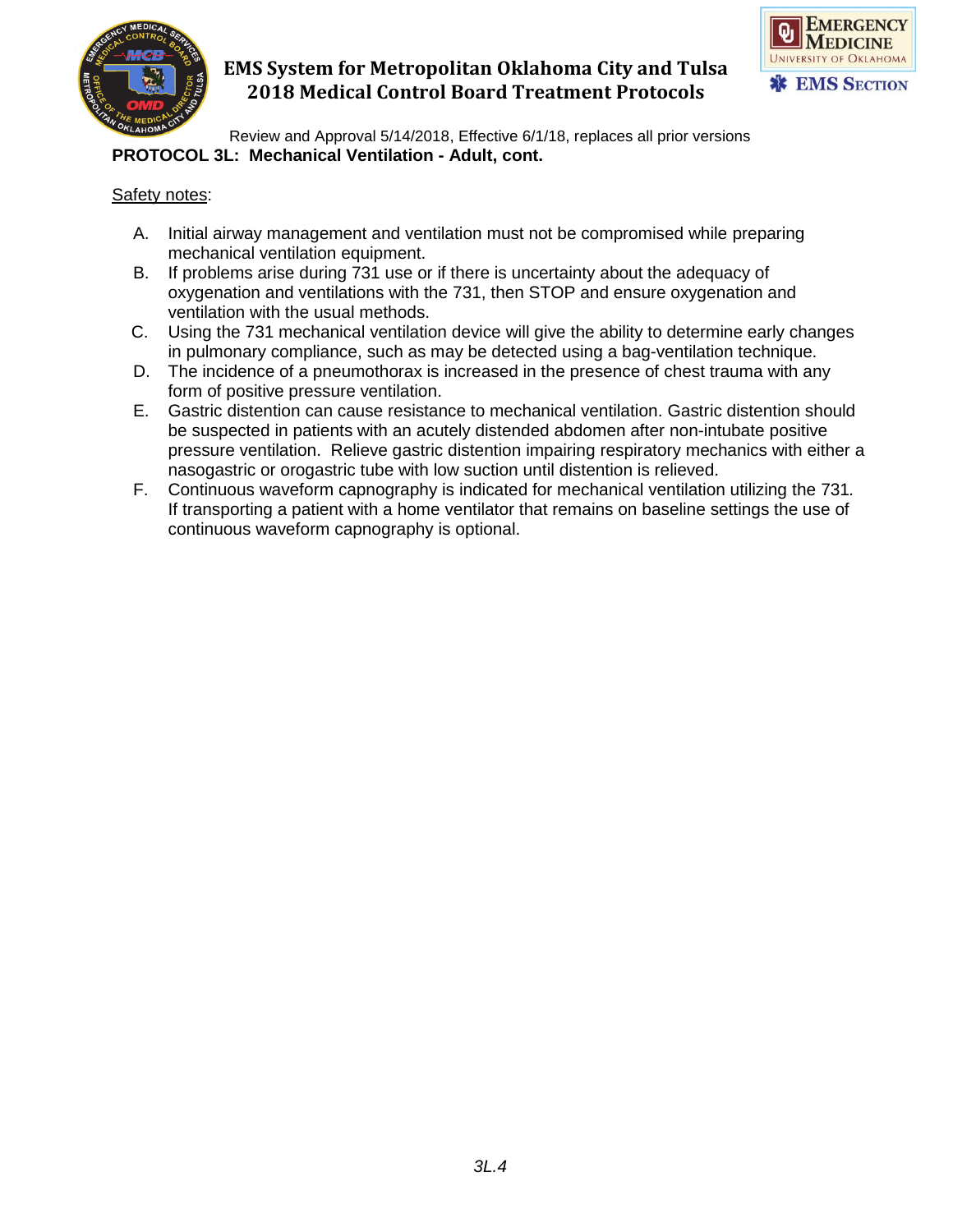**PROTOCOL 3L: Mechanical Ventilation - Adult, cont.**

Safety notes:

A. Initial airway management and ventilation must not be compromised while preparing mechanical ventilation equipment.
B. If problems arise during 731 use or if there is uncertainty about the adequacy of oxygenation and ventilations with the 731, then STOP and ensure oxygenation and ventilation with the usual methods.
C. Using the 731 mechanical ventilation device will give the ability to determine early changes in pulmonary compliance, such as may be detected using a bag-ventilation technique.
D. The incidence of a pneumothorax is increased in the presence of chest trauma with any form of positive pressure ventilation.
E. Gastric distention can cause resistance to mechanical ventilation. Gastric distention should be suspected in patients with an acutely distended abdomen after non-intubate positive pressure ventilation. Relieve gastric distention impairing respiratory mechanics with either a nasogastric or orogastric tube with low suction until distention is relieved.
F. Continuous waveform capnography is indicated for mechanical ventilation utilizing the 731. If transporting a patient with a home ventilator that remains on baseline settings the use of continuous waveform capnography is optional.